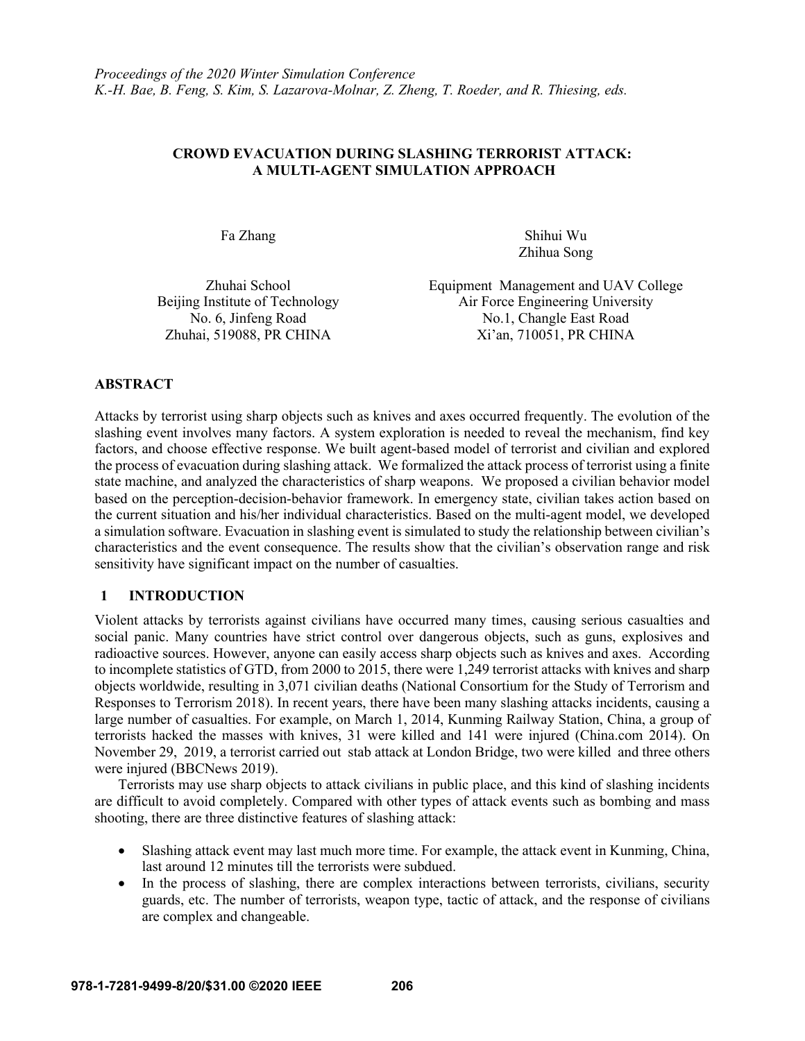*Proceedings of the 2020 Winter Simulation Conference*
*K.-H. Bae, B. Feng, S. Kim, S. Lazarova-Molnar, Z. Zheng, T. Roeder, and R. Thiesing, eds.*

# CROWD EVACUATION DURING SLASHING TERRORIST ATTACK: A MULTI-AGENT SIMULATION APPROACH

Fa Zhang

Zhuhai School
Beijing Institute of Technology
No. 6, Jinfeng Road
Zhuhai, 519088, PR CHINA

Shihui Wu
Zhihua Song

Equipment Management and UAV College
Air Force Engineering University
No.1, Changle East Road
Xi'an, 710051, PR CHINA

## ABSTRACT

Attacks by terrorist using sharp objects such as knives and axes occurred frequently. The evolution of the slashing event involves many factors. A system exploration is needed to reveal the mechanism, find key factors, and choose effective response. We built agent-based model of terrorist and civilian and explored the process of evacuation during slashing attack. We formalized the attack process of terrorist using a finite state machine, and analyzed the characteristics of sharp weapons. We proposed a civilian behavior model based on the perception-decision-behavior framework. In emergency state, civilian takes action based on the current situation and his/her individual characteristics. Based on the multi-agent model, we developed a simulation software. Evacuation in slashing event is simulated to study the relationship between civilian's characteristics and the event consequence. The results show that the civilian's observation range and risk sensitivity have significant impact on the number of casualties.

## 1 INTRODUCTION

Violent attacks by terrorists against civilians have occurred many times, causing serious casualties and social panic. Many countries have strict control over dangerous objects, such as guns, explosives and radioactive sources. However, anyone can easily access sharp objects such as knives and axes. According to incomplete statistics of GTD, from 2000 to 2015, there were 1,249 terrorist attacks with knives and sharp objects worldwide, resulting in 3,071 civilian deaths (National Consortium for the Study of Terrorism and Responses to Terrorism 2018). In recent years, there have been many slashing attacks incidents, causing a large number of casualties. For example, on March 1, 2014, Kunming Railway Station, China, a group of terrorists hacked the masses with knives, 31 were killed and 141 were injured (China.com 2014). On November 29, 2019, a terrorist carried out stab attack at London Bridge, two were killed and three others were injured (BBCNews 2019).

Terrorists may use sharp objects to attack civilians in public place, and this kind of slashing incidents are difficult to avoid completely. Compared with other types of attack events such as bombing and mass shooting, there are three distinctive features of slashing attack:

- Slashing attack event may last much more time. For example, the attack event in Kunming, China, last around 12 minutes till the terrorists were subdued.
- In the process of slashing, there are complex interactions between terrorists, civilians, security guards, etc. The number of terrorists, weapon type, tactic of attack, and the response of civilians are complex and changeable.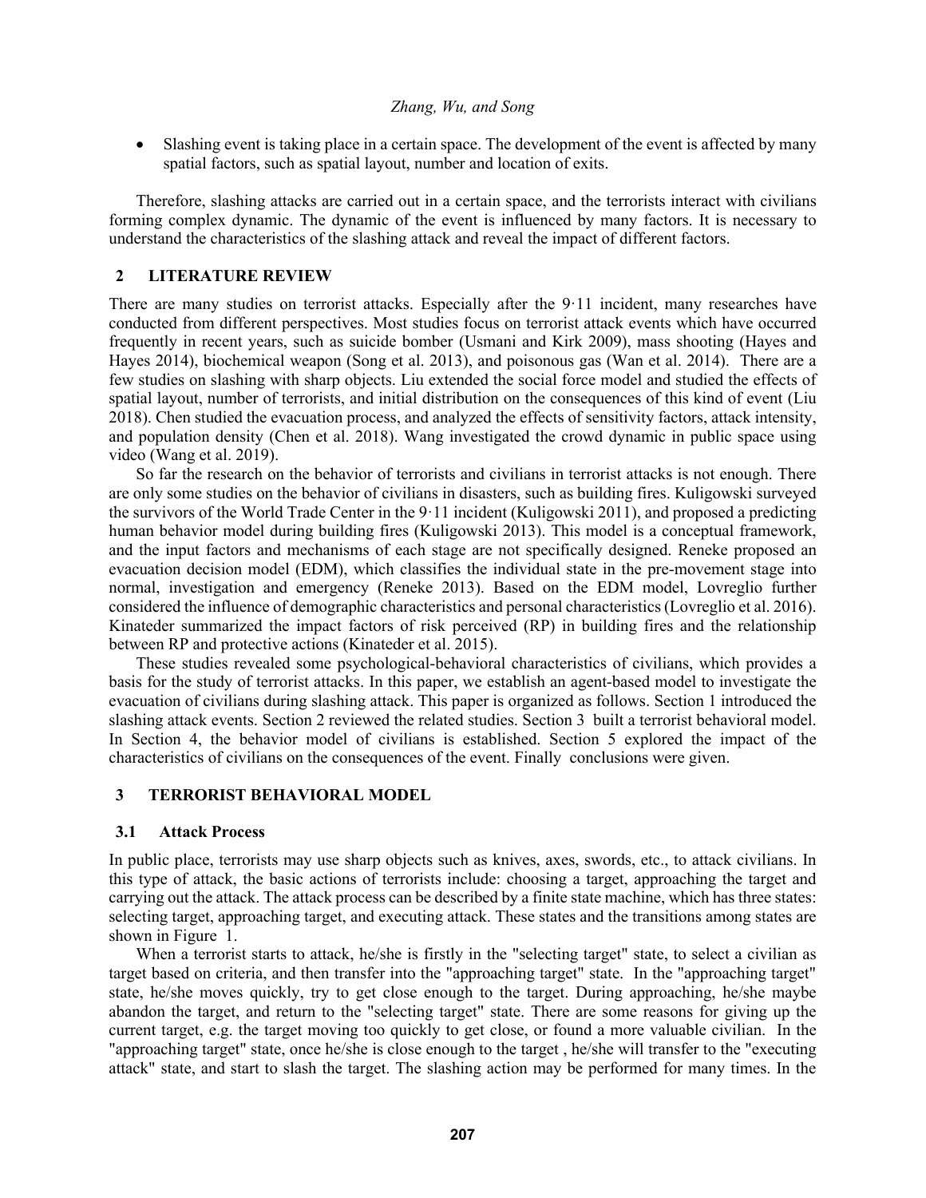- Slashing event is taking place in a certain space. The development of the event is affected by many spatial factors, such as spatial layout, number and location of exits.

Therefore, slashing attacks are carried out in a certain space, and the terrorists interact with civilians forming complex dynamic. The dynamic of the event is influenced by many factors. It is necessary to understand the characteristics of the slashing attack and reveal the impact of different factors.

## 2 LITERATURE REVIEW

There are many studies on terrorist attacks. Especially after the 9·11 incident, many researches have conducted from different perspectives. Most studies focus on terrorist attack events which have occurred frequently in recent years, such as suicide bomber (Usmani and Kirk 2009), mass shooting (Hayes and Hayes 2014), biochemical weapon (Song et al. 2013), and poisonous gas (Wan et al. 2014). There are a few studies on slashing with sharp objects. Liu extended the social force model and studied the effects of spatial layout, number of terrorists, and initial distribution on the consequences of this kind of event (Liu 2018). Chen studied the evacuation process, and analyzed the effects of sensitivity factors, attack intensity, and population density (Chen et al. 2018). Wang investigated the crowd dynamic in public space using video (Wang et al. 2019).

So far the research on the behavior of terrorists and civilians in terrorist attacks is not enough. There are only some studies on the behavior of civilians in disasters, such as building fires. Kuligowski surveyed the survivors of the World Trade Center in the 9·11 incident (Kuligowski 2011), and proposed a predicting human behavior model during building fires (Kuligowski 2013). This model is a conceptual framework, and the input factors and mechanisms of each stage are not specifically designed. Reneke proposed an evacuation decision model (EDM), which classifies the individual state in the pre-movement stage into normal, investigation and emergency (Reneke 2013). Based on the EDM model, Lovreglio further considered the influence of demographic characteristics and personal characteristics (Lovreglio et al. 2016). Kinateder summarized the impact factors of risk perceived (RP) in building fires and the relationship between RP and protective actions (Kinateder et al. 2015).

These studies revealed some psychological-behavioral characteristics of civilians, which provides a basis for the study of terrorist attacks. In this paper, we establish an agent-based model to investigate the evacuation of civilians during slashing attack. This paper is organized as follows. Section 1 introduced the slashing attack events. Section 2 reviewed the related studies. Section 3 built a terrorist behavioral model. In Section 4, the behavior model of civilians is established. Section 5 explored the impact of the characteristics of civilians on the consequences of the event. Finally conclusions were given.

## 3 TERRORIST BEHAVIORAL MODEL

### 3.1 Attack Process

In public place, terrorists may use sharp objects such as knives, axes, swords, etc., to attack civilians. In this type of attack, the basic actions of terrorists include: choosing a target, approaching the target and carrying out the attack. The attack process can be described by a finite state machine, which has three states: selecting target, approaching target, and executing attack. These states and the transitions among states are shown in Figure 1.

When a terrorist starts to attack, he/she is firstly in the "selecting target" state, to select a civilian as target based on criteria, and then transfer into the "approaching target" state. In the "approaching target" state, he/she moves quickly, try to get close enough to the target. During approaching, he/she maybe abandon the target, and return to the "selecting target" state. There are some reasons for giving up the current target, e.g. the target moving too quickly to get close, or found a more valuable civilian. In the "approaching target" state, once he/she is close enough to the target , he/she will transfer to the "executing attack" state, and start to slash the target. The slashing action may be performed for many times. In the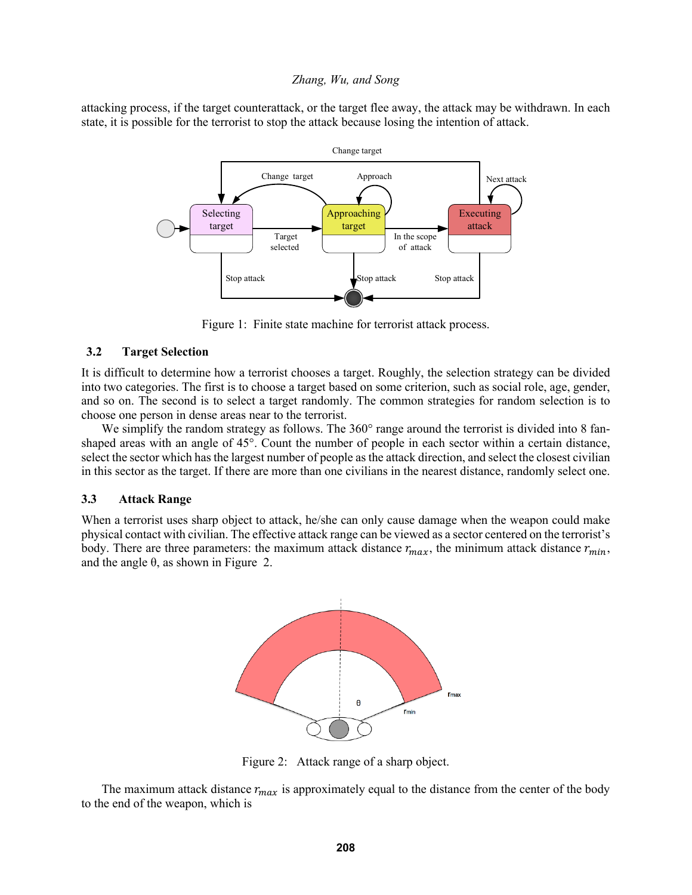attacking process, if the target counterattack, or the target flee away, the attack may be withdrawn. In each state, it is possible for the terrorist to stop the attack because losing the intention of attack.

Figure 1: Finite state machine for terrorist attack process.

### 3.2 Target Selection

It is difficult to determine how a terrorist chooses a target. Roughly, the selection strategy can be divided into two categories. The first is to choose a target based on some criterion, such as social role, age, gender, and so on. The second is to select a target randomly. The common strategies for random selection is to choose one person in dense areas near to the terrorist.

We simplify the random strategy as follows. The 360° range around the terrorist is divided into 8 fan-shaped areas with an angle of 45°. Count the number of people in each sector within a certain distance, select the sector which has the largest number of people as the attack direction, and select the closest civilian in this sector as the target. If there are more than one civilians in the nearest distance, randomly select one.

### 3.3 Attack Range

When a terrorist uses sharp object to attack, he/she can only cause damage when the weapon could make physical contact with civilian. The effective attack range can be viewed as a sector centered on the terrorist's body. There are three parameters: the maximum attack distance $r_{max}$, the minimum attack distance $r_{min}$, and the angle θ, as shown in Figure 2.

Figure 2: Attack range of a sharp object.

The maximum attack distance $r_{max}$ is approximately equal to the distance from the center of the body to the end of the weapon, which is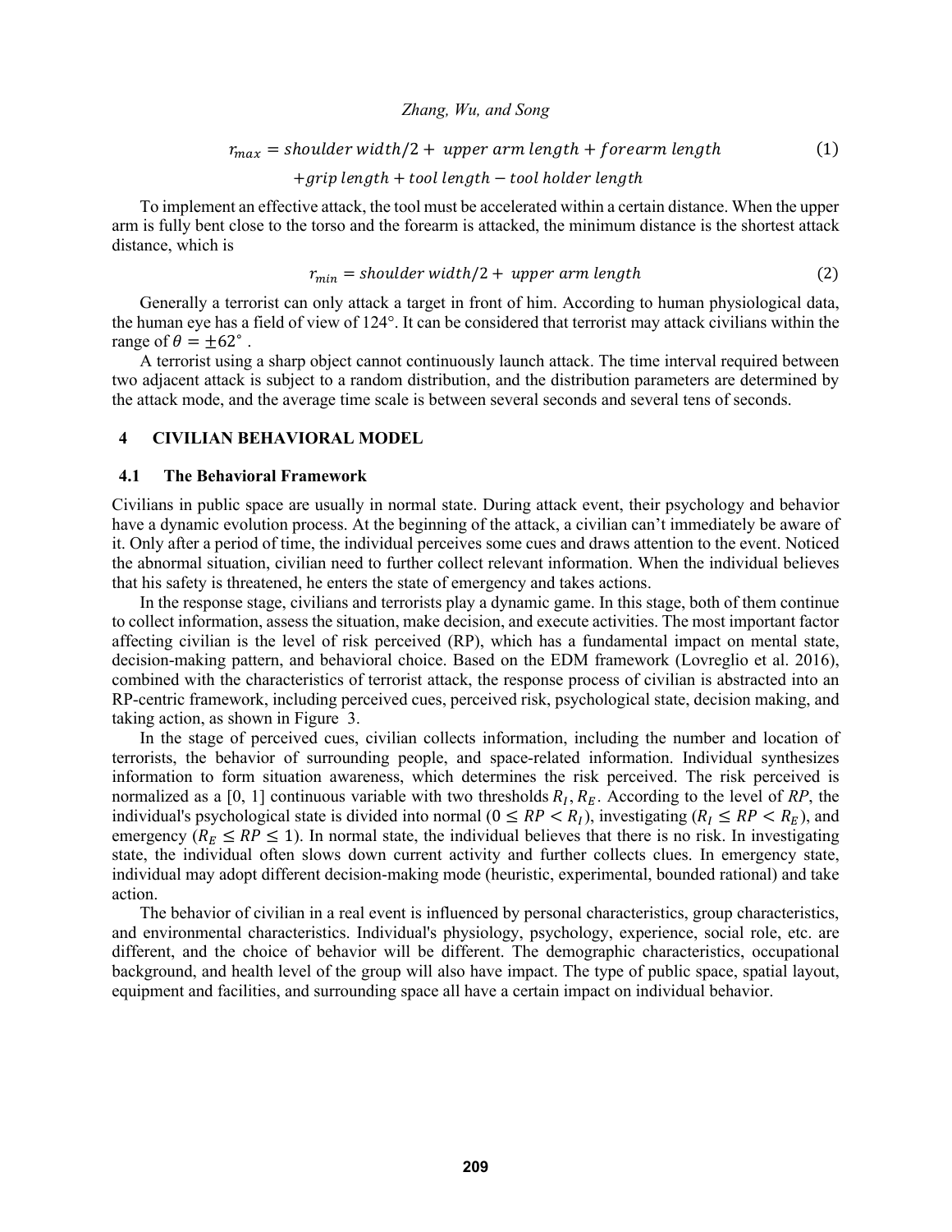$$r_{max} = shoulder\ width/2 + \ upper\ arm\ length + forearm\ length \\ + grip\ length + tool\ length - tool\ holder\ length \tag{1}$$

To implement an effective attack, the tool must be accelerated within a certain distance. When the upper arm is fully bent close to the torso and the forearm is attacked, the minimum distance is the shortest attack distance, which is

$$r_{min} = shoulder\ width/2 + \ upper\ arm\ length \tag{2}$$

Generally a terrorist can only attack a target in front of him. According to human physiological data, the human eye has a field of view of 124°. It can be considered that terrorist may attack civilians within the range of $\theta = \pm 62°$ .

A terrorist using a sharp object cannot continuously launch attack. The time interval required between two adjacent attack is subject to a random distribution, and the distribution parameters are determined by the attack mode, and the average time scale is between several seconds and several tens of seconds.

## 4 CIVILIAN BEHAVIORAL MODEL

### 4.1 The Behavioral Framework

Civilians in public space are usually in normal state. During attack event, their psychology and behavior have a dynamic evolution process. At the beginning of the attack, a civilian can't immediately be aware of it. Only after a period of time, the individual perceives some cues and draws attention to the event. Noticed the abnormal situation, civilian need to further collect relevant information. When the individual believes that his safety is threatened, he enters the state of emergency and takes actions.

In the response stage, civilians and terrorists play a dynamic game. In this stage, both of them continue to collect information, assess the situation, make decision, and execute activities. The most important factor affecting civilian is the level of risk perceived (RP), which has a fundamental impact on mental state, decision-making pattern, and behavioral choice. Based on the EDM framework (Lovreglio et al. 2016), combined with the characteristics of terrorist attack, the response process of civilian is abstracted into an RP-centric framework, including perceived cues, perceived risk, psychological state, decision making, and taking action, as shown in Figure 3.

In the stage of perceived cues, civilian collects information, including the number and location of terrorists, the behavior of surrounding people, and space-related information. Individual synthesizes information to form situation awareness, which determines the risk perceived. The risk perceived is normalized as a [0, 1] continuous variable with two thresholds $R_I, R_E$. According to the level of $RP$, the individual's psychological state is divided into normal ($0 \leq RP < R_I$), investigating ($R_I \leq RP < R_E$), and emergency ($R_E \leq RP \leq 1$). In normal state, the individual believes that there is no risk. In investigating state, the individual often slows down current activity and further collects clues. In emergency state, individual may adopt different decision-making mode (heuristic, experimental, bounded rational) and take action.

The behavior of civilian in a real event is influenced by personal characteristics, group characteristics, and environmental characteristics. Individual's physiology, psychology, experience, social role, etc. are different, and the choice of behavior will be different. The demographic characteristics, occupational background, and health level of the group will also have impact. The type of public space, spatial layout, equipment and facilities, and surrounding space all have a certain impact on individual behavior.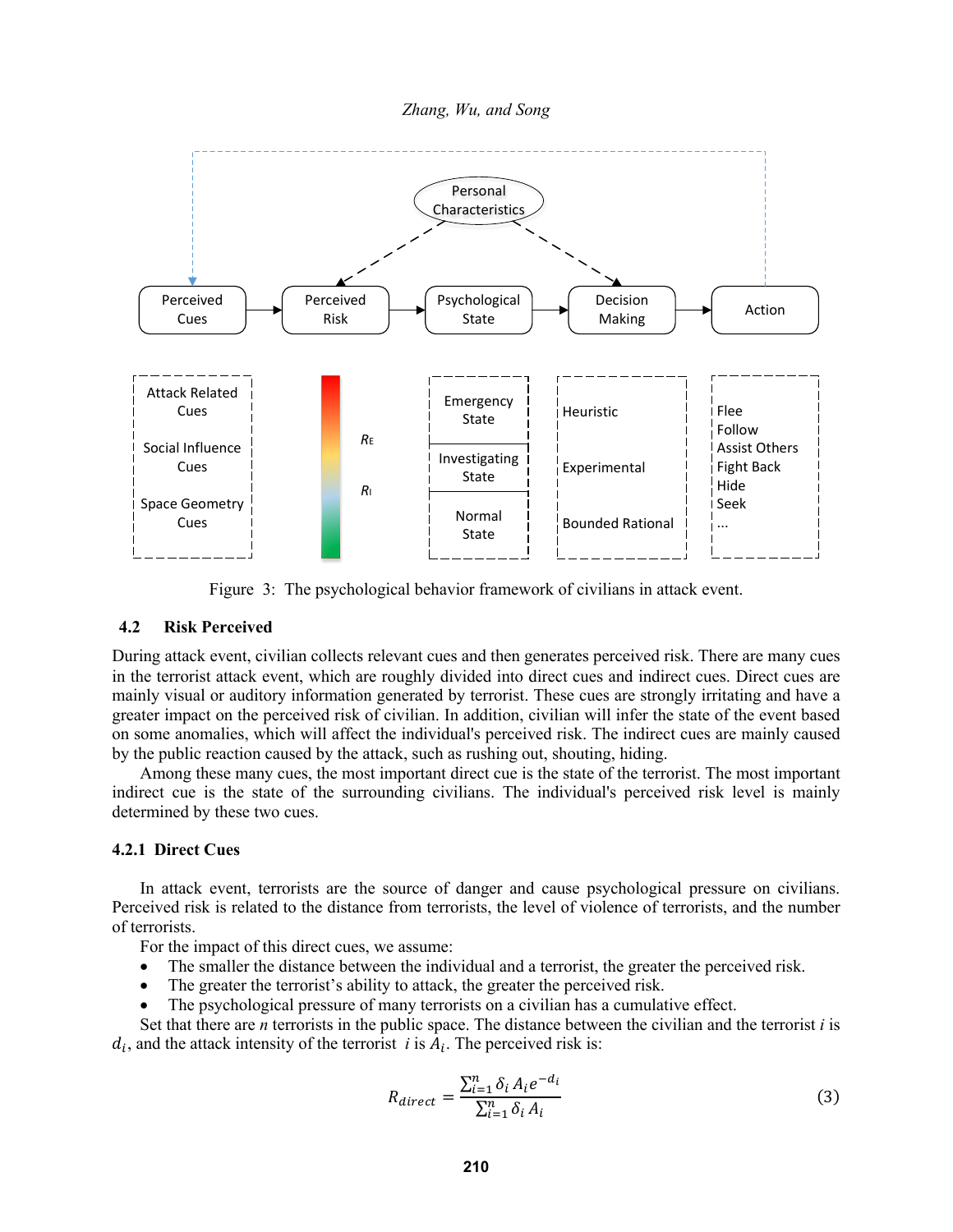Figure 3: The psychological behavior framework of civilians in attack event.

## 4.2 Risk Perceived

During attack event, civilian collects relevant cues and then generates perceived risk. There are many cues in the terrorist attack event, which are roughly divided into direct cues and indirect cues. Direct cues are mainly visual or auditory information generated by terrorist. These cues are strongly irritating and have a greater impact on the perceived risk of civilian. In addition, civilian will infer the state of the event based on some anomalies, which will affect the individual's perceived risk. The indirect cues are mainly caused by the public reaction caused by the attack, such as rushing out, shouting, hiding.

Among these many cues, the most important direct cue is the state of the terrorist. The most important indirect cue is the state of the surrounding civilians. The individual's perceived risk level is mainly determined by these two cues.

### 4.2.1 Direct Cues

In attack event, terrorists are the source of danger and cause psychological pressure on civilians. Perceived risk is related to the distance from terrorists, the level of violence of terrorists, and the number of terrorists.

For the impact of this direct cues, we assume:

- The smaller the distance between the individual and a terrorist, the greater the perceived risk.
- The greater the terrorist's ability to attack, the greater the perceived risk.
- The psychological pressure of many terrorists on a civilian has a cumulative effect.

Set that there are $n$ terrorists in the public space. The distance between the civilian and the terrorist $i$ is $d_i$, and the attack intensity of the terrorist $i$ is $A_i$. The perceived risk is:

$$R_{direct} = \frac{\sum_{i=1}^{n} \delta_i A_i e^{-d_i}}{\sum_{i=1}^{n} \delta_i A_i} \tag{3}$$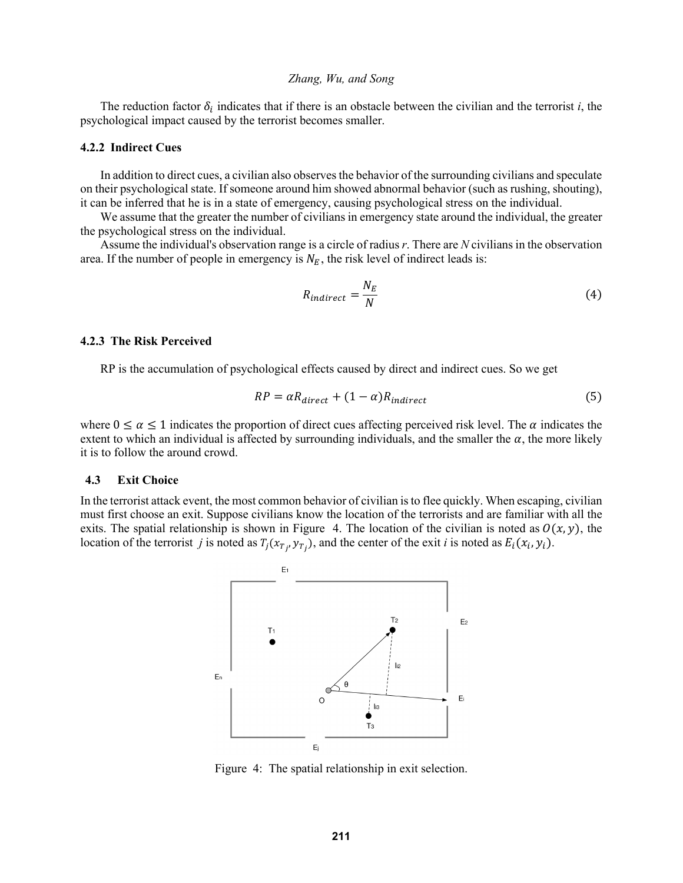The reduction factor $\delta_i$ indicates that if there is an obstacle between the civilian and the terrorist $i$, the psychological impact caused by the terrorist becomes smaller.

### 4.2.2 Indirect Cues

In addition to direct cues, a civilian also observes the behavior of the surrounding civilians and speculate on their psychological state. If someone around him showed abnormal behavior (such as rushing, shouting), it can be inferred that he is in a state of emergency, causing psychological stress on the individual.

We assume that the greater the number of civilians in emergency state around the individual, the greater the psychological stress on the individual.

Assume the individual's observation range is a circle of radius $r$. There are $N$ civilians in the observation area. If the number of people in emergency is $N_E$, the risk level of indirect leads is:

$$R_{indirect} = \frac{N_E}{N} \tag{4}$$

### 4.2.3 The Risk Perceived

RP is the accumulation of psychological effects caused by direct and indirect cues. So we get

$$RP = \alpha R_{direct} + (1 - \alpha) R_{indirect} \tag{5}$$

where $0 \leq \alpha \leq 1$ indicates the proportion of direct cues affecting perceived risk level. The $\alpha$ indicates the extent to which an individual is affected by surrounding individuals, and the smaller the $\alpha$, the more likely it is to follow the around crowd.

## 4.3 Exit Choice

In the terrorist attack event, the most common behavior of civilian is to flee quickly. When escaping, civilian must first choose an exit. Suppose civilians know the location of the terrorists and are familiar with all the exits. The spatial relationship is shown in Figure 4. The location of the civilian is noted as $O(x, y)$, the location of the terrorist $j$ is noted as $T_j(x_{T_j}, y_{T_j})$, and the center of the exit $i$ is noted as $E_i(x_i, y_i)$.

Figure 4: The spatial relationship in exit selection.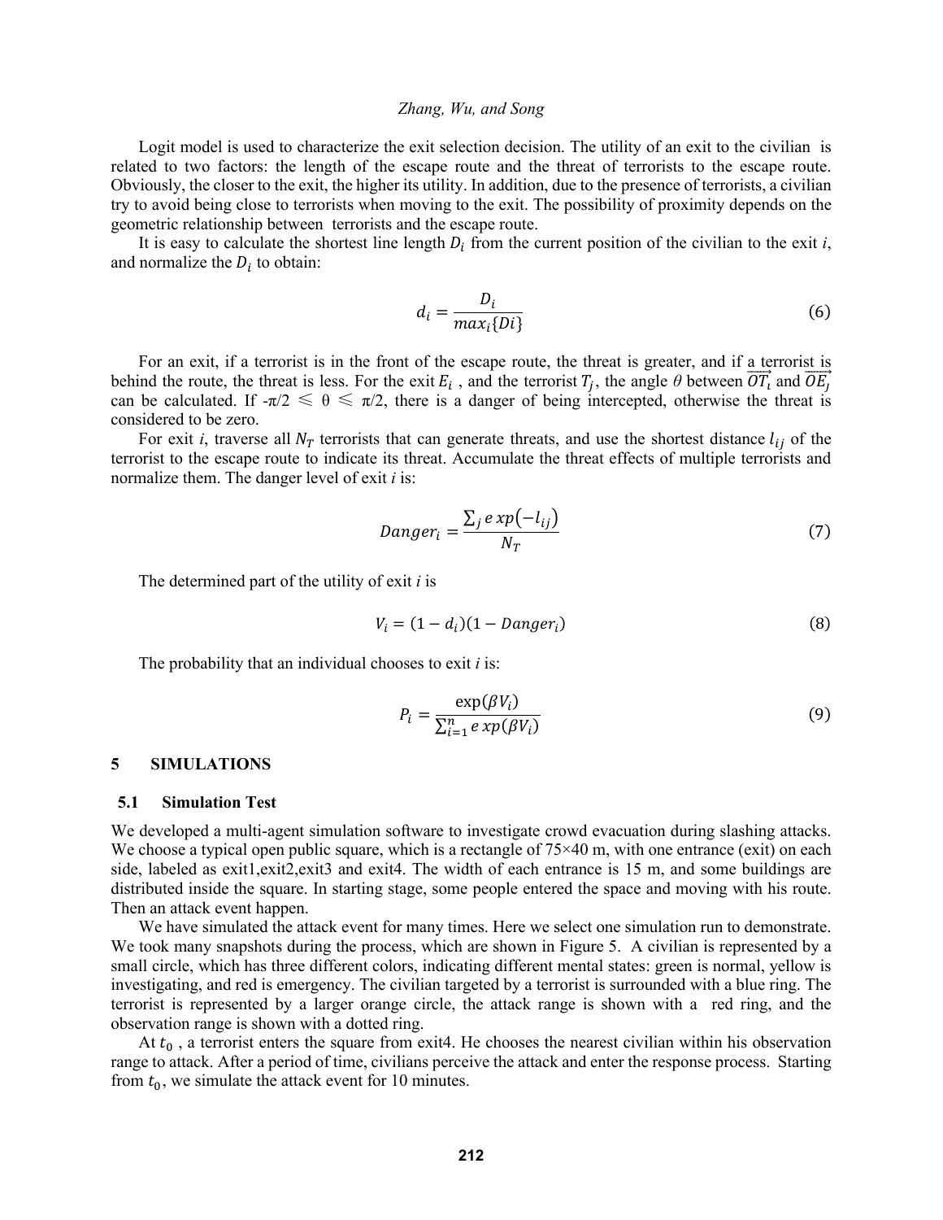Logit model is used to characterize the exit selection decision. The utility of an exit to the civilian is related to two factors: the length of the escape route and the threat of terrorists to the escape route. Obviously, the closer to the exit, the higher its utility. In addition, due to the presence of terrorists, a civilian try to avoid being close to terrorists when moving to the exit. The possibility of proximity depends on the geometric relationship between terrorists and the escape route.

It is easy to calculate the shortest line length $D_i$ from the current position of the civilian to the exit *i*, and normalize the $D_i$ to obtain:

$$d_i = \frac{D_i}{max_i\{Di\}} \tag{6}$$

For an exit, if a terrorist is in the front of the escape route, the threat is greater, and if a terrorist is behind the route, the threat is less. For the exit $E_i$ , and the terrorist $T_j$, the angle $\theta$ between $\overrightarrow{OT_i}$ and $\overrightarrow{OE_j}$ can be calculated. If $-\pi/2 \leqslant \theta \leqslant \pi/2$, there is a danger of being intercepted, otherwise the threat is considered to be zero.

For exit *i*, traverse all $N_T$ terrorists that can generate threats, and use the shortest distance $l_{ij}$ of the terrorist to the escape route to indicate its threat. Accumulate the threat effects of multiple terrorists and normalize them. The danger level of exit *i* is:

$$Danger_i = \frac{\sum_j exp(-l_{ij})}{N_T} \tag{7}$$

The determined part of the utility of exit *i* is

$$V_i = (1 - d_i)(1 - Danger_i) \tag{8}$$

The probability that an individual chooses to exit *i* is:

$$P_i = \frac{\exp(\beta V_i)}{\sum_{i=1}^{n} exp(\beta V_i)} \tag{9}$$

## 5 SIMULATIONS

### 5.1 Simulation Test

We developed a multi-agent simulation software to investigate crowd evacuation during slashing attacks. We choose a typical open public square, which is a rectangle of 75×40 m, with one entrance (exit) on each side, labeled as exit1,exit2,exit3 and exit4. The width of each entrance is 15 m, and some buildings are distributed inside the square. In starting stage, some people entered the space and moving with his route. Then an attack event happen.

We have simulated the attack event for many times. Here we select one simulation run to demonstrate. We took many snapshots during the process, which are shown in Figure 5. A civilian is represented by a small circle, which has three different colors, indicating different mental states: green is normal, yellow is investigating, and red is emergency. The civilian targeted by a terrorist is surrounded with a blue ring. The terrorist is represented by a larger orange circle, the attack range is shown with a red ring, and the observation range is shown with a dotted ring.

At $t_0$ , a terrorist enters the square from exit4. He chooses the nearest civilian within his observation range to attack. After a period of time, civilians perceive the attack and enter the response process. Starting from $t_0$, we simulate the attack event for 10 minutes.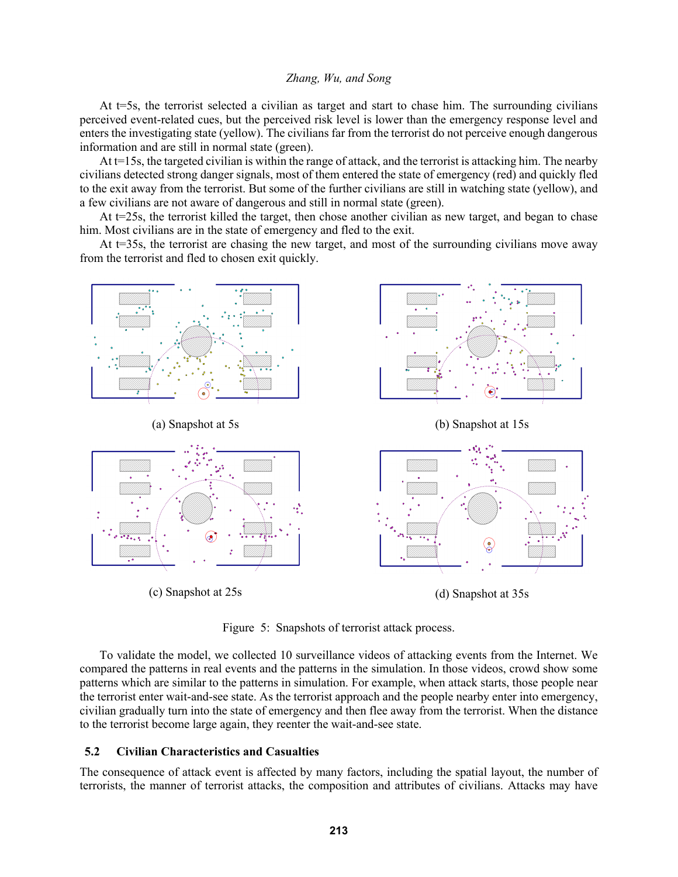At t=5s, the terrorist selected a civilian as target and start to chase him. The surrounding civilians perceived event-related cues, but the perceived risk level is lower than the emergency response level and enters the investigating state (yellow). The civilians far from the terrorist do not perceive enough dangerous information and are still in normal state (green).

At t=15s, the targeted civilian is within the range of attack, and the terrorist is attacking him. The nearby civilians detected strong danger signals, most of them entered the state of emergency (red) and quickly fled to the exit away from the terrorist. But some of the further civilians are still in watching state (yellow), and a few civilians are not aware of dangerous and still in normal state (green).

At t=25s, the terrorist killed the target, then chose another civilian as new target, and began to chase him. Most civilians are in the state of emergency and fled to the exit.

At t=35s, the terrorist are chasing the new target, and most of the surrounding civilians move away from the terrorist and fled to chosen exit quickly.

(a) Snapshot at 5s

(b) Snapshot at 15s

(c) Snapshot at 25s

(d) Snapshot at 35s

Figure 5: Snapshots of terrorist attack process.

To validate the model, we collected 10 surveillance videos of attacking events from the Internet. We compared the patterns in real events and the patterns in the simulation. In those videos, crowd show some patterns which are similar to the patterns in simulation. For example, when attack starts, those people near the terrorist enter wait-and-see state. As the terrorist approach and the people nearby enter into emergency, civilian gradually turn into the state of emergency and then flee away from the terrorist. When the distance to the terrorist become large again, they reenter the wait-and-see state.

## 5.2 Civilian Characteristics and Casualties

The consequence of attack event is affected by many factors, including the spatial layout, the number of terrorists, the manner of terrorist attacks, the composition and attributes of civilians. Attacks may have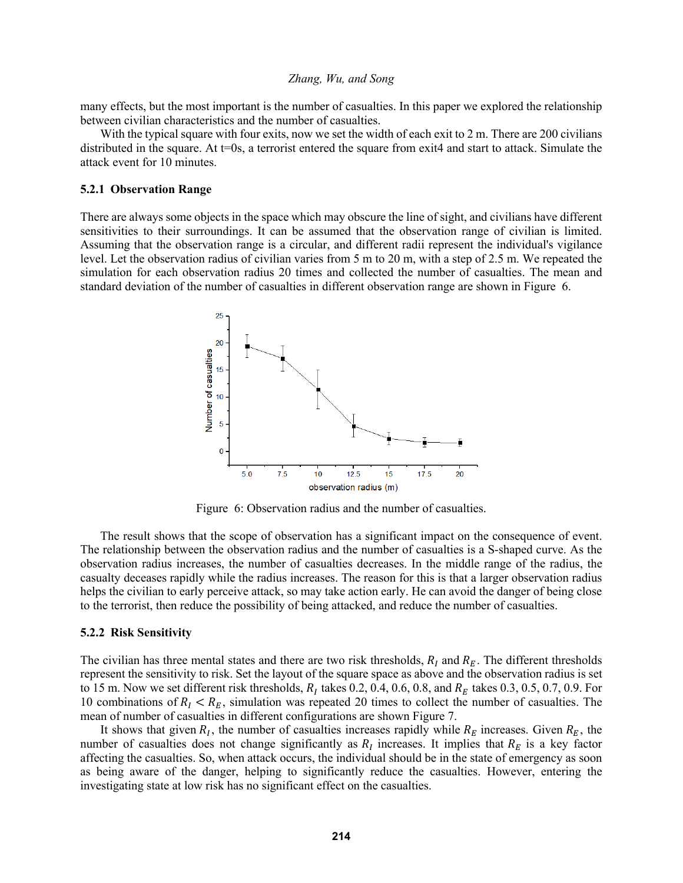many effects, but the most important is the number of casualties. In this paper we explored the relationship between civilian characteristics and the number of casualties.

With the typical square with four exits, now we set the width of each exit to 2 m. There are 200 civilians distributed in the square. At t=0s, a terrorist entered the square from exit4 and start to attack. Simulate the attack event for 10 minutes.

### 5.2.1 Observation Range

There are always some objects in the space which may obscure the line of sight, and civilians have different sensitivities to their surroundings. It can be assumed that the observation range of civilian is limited. Assuming that the observation range is a circular, and different radii represent the individual's vigilance level. Let the observation radius of civilian varies from 5 m to 20 m, with a step of 2.5 m. We repeated the simulation for each observation radius 20 times and collected the number of casualties. The mean and standard deviation of the number of casualties in different observation range are shown in Figure 6.

Figure 6: Observation radius and the number of casualties.

The result shows that the scope of observation has a significant impact on the consequence of event. The relationship between the observation radius and the number of casualties is a S-shaped curve. As the observation radius increases, the number of casualties decreases. In the middle range of the radius, the casualty deceases rapidly while the radius increases. The reason for this is that a larger observation radius helps the civilian to early perceive attack, so may take action early. He can avoid the danger of being close to the terrorist, then reduce the possibility of being attacked, and reduce the number of casualties.

### 5.2.2 Risk Sensitivity

The civilian has three mental states and there are two risk thresholds, $R_I$ and $R_E$. The different thresholds represent the sensitivity to risk. Set the layout of the square space as above and the observation radius is set to 15 m. Now we set different risk thresholds, $R_I$ takes 0.2, 0.4, 0.6, 0.8, and $R_E$ takes 0.3, 0.5, 0.7, 0.9. For 10 combinations of $R_I < R_E$, simulation was repeated 20 times to collect the number of casualties. The mean of number of casualties in different configurations are shown Figure 7.

It shows that given $R_I$, the number of casualties increases rapidly while $R_E$ increases. Given $R_E$, the number of casualties does not change significantly as $R_I$ increases. It implies that $R_E$ is a key factor affecting the casualties. So, when attack occurs, the individual should be in the state of emergency as soon as being aware of the danger, helping to significantly reduce the casualties. However, entering the investigating state at low risk has no significant effect on the casualties.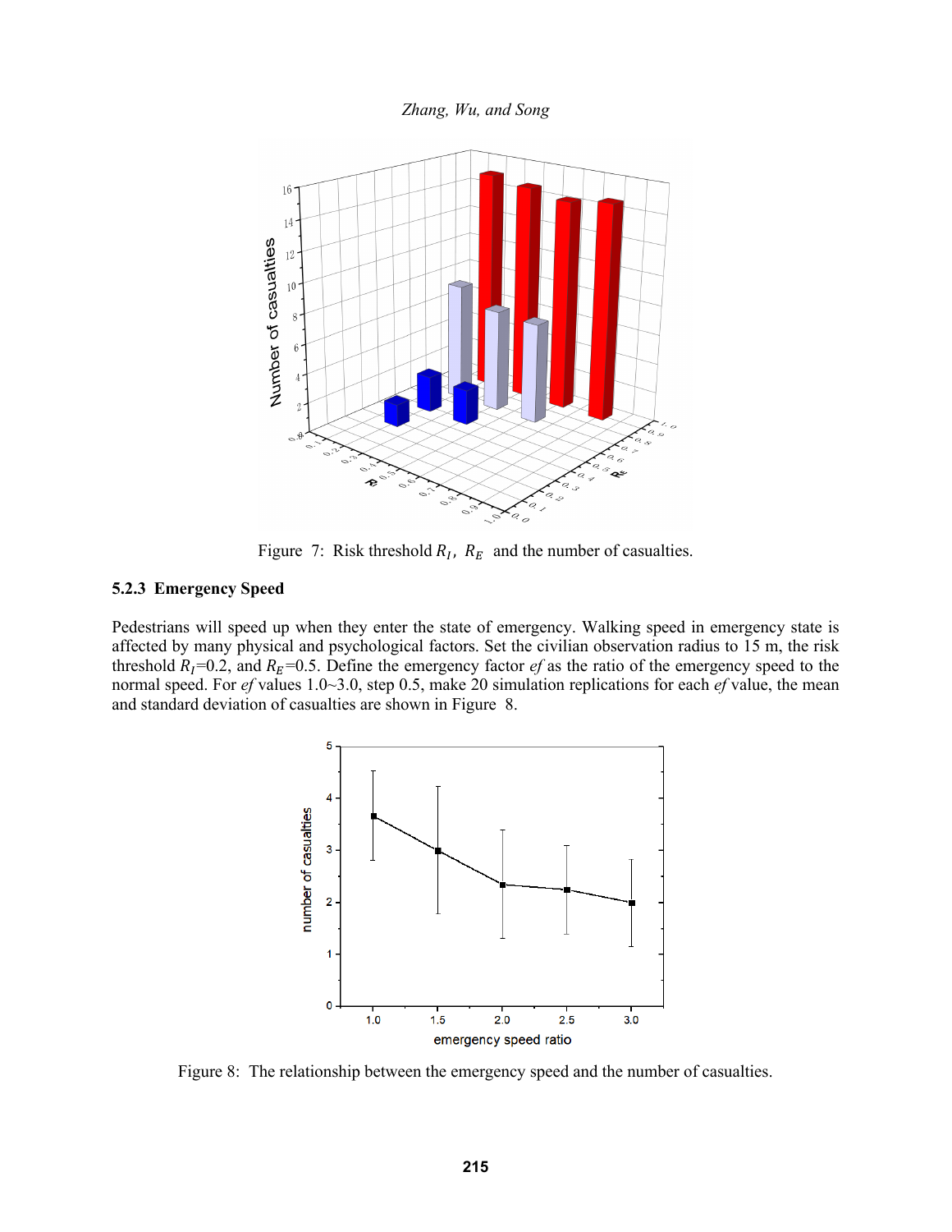Figure 7: Risk threshold $R_I$, $R_E$ and the number of casualties.

### 5.2.3 Emergency Speed

Pedestrians will speed up when they enter the state of emergency. Walking speed in emergency state is affected by many physical and psychological factors. Set the civilian observation radius to 15 m, the risk threshold $R_I$=0.2, and $R_E$=0.5. Define the emergency factor *ef* as the ratio of the emergency speed to the normal speed. For *ef* values 1.0~3.0, step 0.5, make 20 simulation replications for each *ef* value, the mean and standard deviation of casualties are shown in Figure 8.

Figure 8: The relationship between the emergency speed and the number of casualties.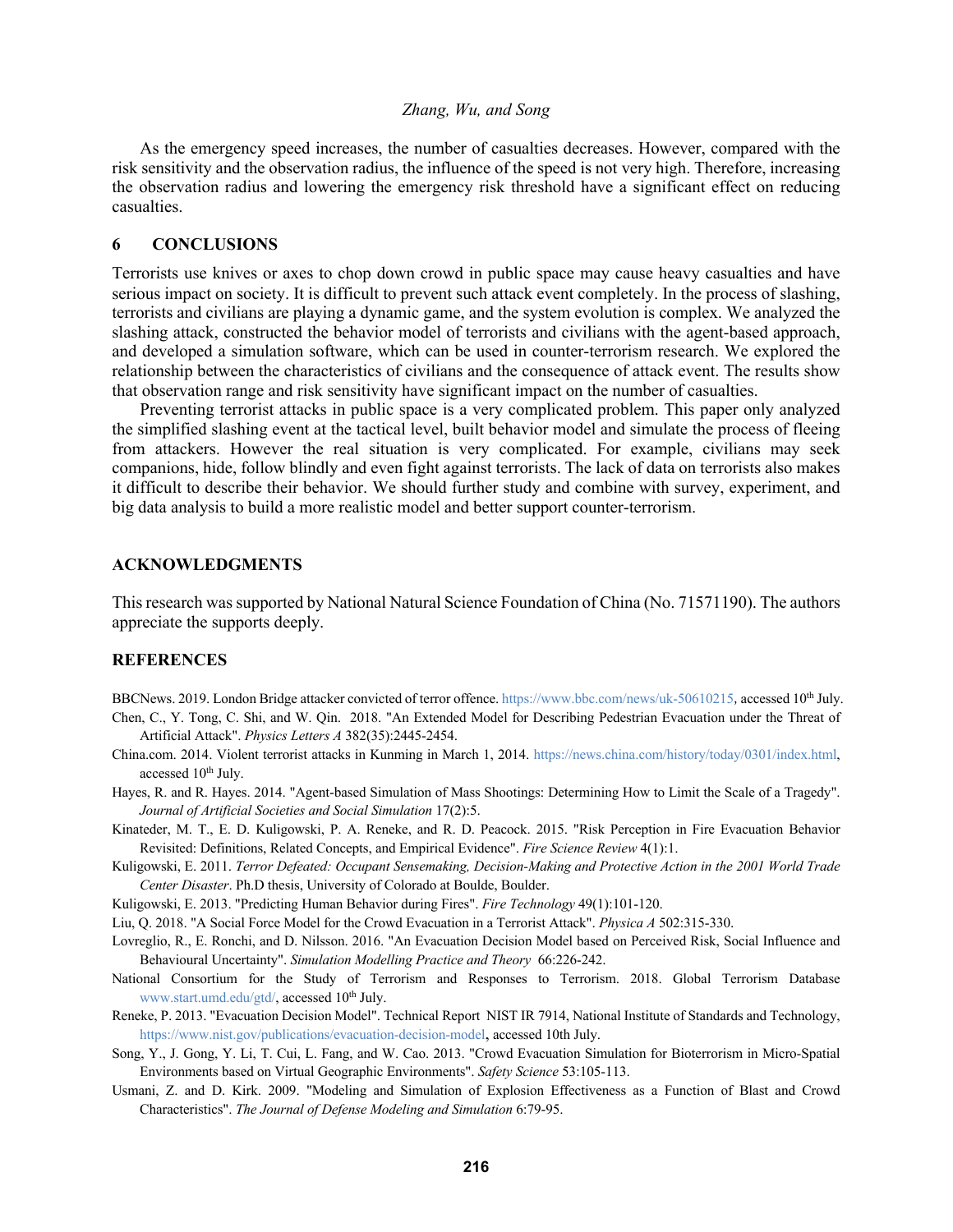As the emergency speed increases, the number of casualties decreases. However, compared with the risk sensitivity and the observation radius, the influence of the speed is not very high. Therefore, increasing the observation radius and lowering the emergency risk threshold have a significant effect on reducing casualties.

## 6 CONCLUSIONS

Terrorists use knives or axes to chop down crowd in public space may cause heavy casualties and have serious impact on society. It is difficult to prevent such attack event completely. In the process of slashing, terrorists and civilians are playing a dynamic game, and the system evolution is complex. We analyzed the slashing attack, constructed the behavior model of terrorists and civilians with the agent-based approach, and developed a simulation software, which can be used in counter-terrorism research. We explored the relationship between the characteristics of civilians and the consequence of attack event. The results show that observation range and risk sensitivity have significant impact on the number of casualties.

Preventing terrorist attacks in public space is a very complicated problem. This paper only analyzed the simplified slashing event at the tactical level, built behavior model and simulate the process of fleeing from attackers. However the real situation is very complicated. For example, civilians may seek companions, hide, follow blindly and even fight against terrorists. The lack of data on terrorists also makes it difficult to describe their behavior. We should further study and combine with survey, experiment, and big data analysis to build a more realistic model and better support counter-terrorism.

## ACKNOWLEDGMENTS

This research was supported by National Natural Science Foundation of China (No. 71571190). The authors appreciate the supports deeply.

## REFERENCES

BBCNews. 2019. London Bridge attacker convicted of terror offence. https://www.bbc.com/news/uk-50610215, accessed 10th July.

Chen, C., Y. Tong, C. Shi, and W. Qin. 2018. "An Extended Model for Describing Pedestrian Evacuation under the Threat of Artificial Attack". *Physics Letters A* 382(35):2445-2454.

China.com. 2014. Violent terrorist attacks in Kunming in March 1, 2014. https://news.china.com/history/today/0301/index.html, accessed 10th July.

Hayes, R. and R. Hayes. 2014. "Agent-based Simulation of Mass Shootings: Determining How to Limit the Scale of a Tragedy". *Journal of Artificial Societies and Social Simulation* 17(2):5.

Kinateder, M. T., E. D. Kuligowski, P. A. Reneke, and R. D. Peacock. 2015. "Risk Perception in Fire Evacuation Behavior Revisited: Definitions, Related Concepts, and Empirical Evidence". *Fire Science Review* 4(1):1.

Kuligowski, E. 2011. *Terror Defeated: Occupant Sensemaking, Decision-Making and Protective Action in the 2001 World Trade Center Disaster*. Ph.D thesis, University of Colorado at Boulde, Boulder.

Kuligowski, E. 2013. "Predicting Human Behavior during Fires". *Fire Technology* 49(1):101-120.

Liu, Q. 2018. "A Social Force Model for the Crowd Evacuation in a Terrorist Attack". *Physica A* 502:315-330.

Lovreglio, R., E. Ronchi, and D. Nilsson. 2016. "An Evacuation Decision Model based on Perceived Risk, Social Influence and Behavioural Uncertainty". *Simulation Modelling Practice and Theory* 66:226-242.

National Consortium for the Study of Terrorism and Responses to Terrorism. 2018. Global Terrorism Database www.start.umd.edu/gtd/, accessed 10th July.

Reneke, P. 2013. "Evacuation Decision Model". Technical Report NIST IR 7914, National Institute of Standards and Technology, https://www.nist.gov/publications/evacuation-decision-model, accessed 10th July.

Song, Y., J. Gong, Y. Li, T. Cui, L. Fang, and W. Cao. 2013. "Crowd Evacuation Simulation for Bioterrorism in Micro-Spatial Environments based on Virtual Geographic Environments". *Safety Science* 53:105-113.

Usmani, Z. and D. Kirk. 2009. "Modeling and Simulation of Explosion Effectiveness as a Function of Blast and Crowd Characteristics". *The Journal of Defense Modeling and Simulation* 6:79-95.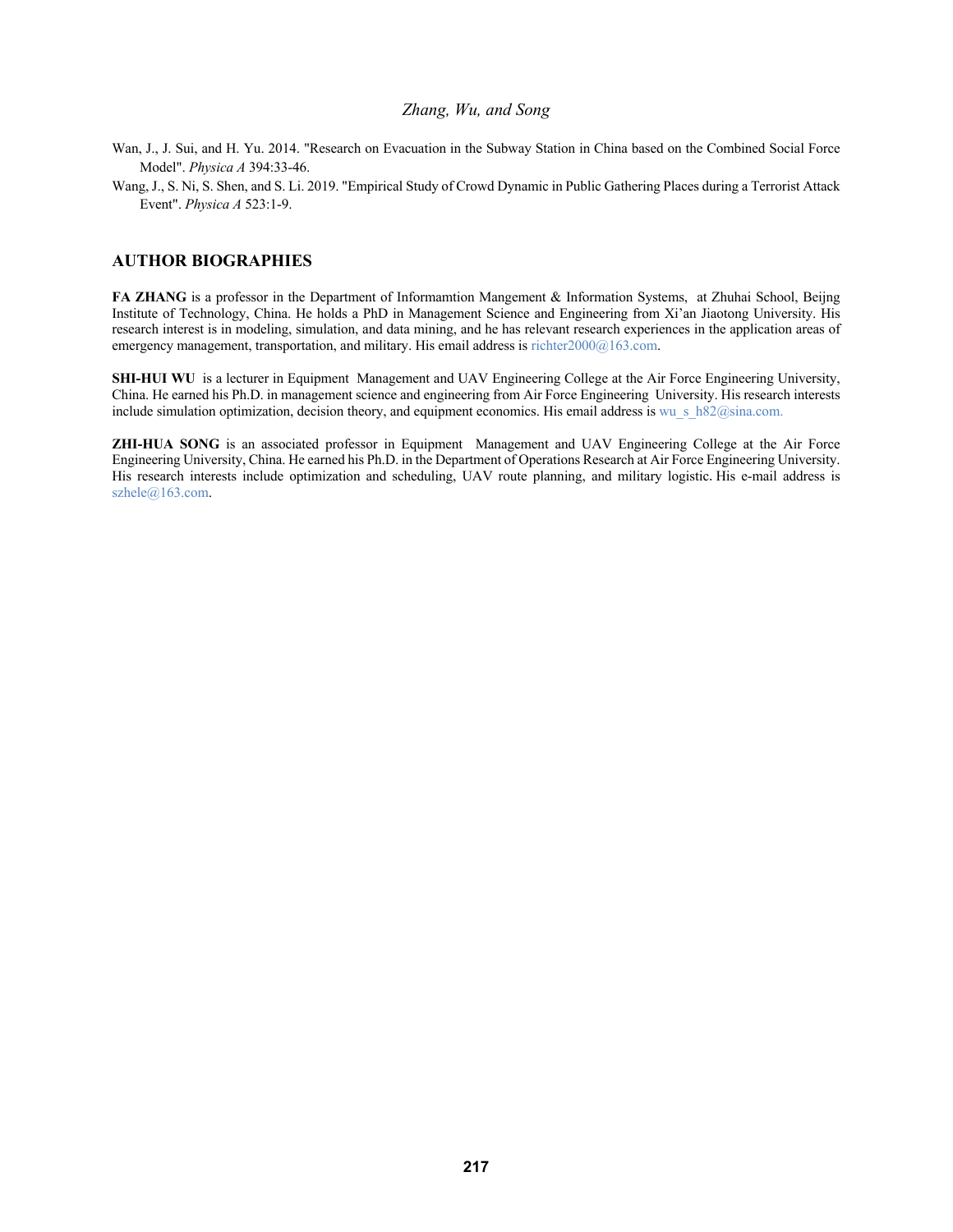Wan, J., J. Sui, and H. Yu. 2014. "Research on Evacuation in the Subway Station in China based on the Combined Social Force Model". *Physica A* 394:33-46.

Wang, J., S. Ni, S. Shen, and S. Li. 2019. "Empirical Study of Crowd Dynamic in Public Gathering Places during a Terrorist Attack Event". *Physica A* 523:1-9.

## AUTHOR BIOGRAPHIES

**FA ZHANG** is a professor in the Department of Informamtion Mangement & Information Systems, at Zhuhai School, Beijng Institute of Technology, China. He holds a PhD in Management Science and Engineering from Xi'an Jiaotong University. His research interest is in modeling, simulation, and data mining, and he has relevant research experiences in the application areas of emergency management, transportation, and military. His email address is richter2000@163.com.

**SHI-HUI WU** is a lecturer in Equipment Management and UAV Engineering College at the Air Force Engineering University, China. He earned his Ph.D. in management science and engineering from Air Force Engineering University. His research interests include simulation optimization, decision theory, and equipment economics. His email address is wu_s_h82@sina.com.

**ZHI-HUA SONG** is an associated professor in Equipment Management and UAV Engineering College at the Air Force Engineering University, China. He earned his Ph.D. in the Department of Operations Research at Air Force Engineering University. His research interests include optimization and scheduling, UAV route planning, and military logistic. His e-mail address is szhele@163.com.